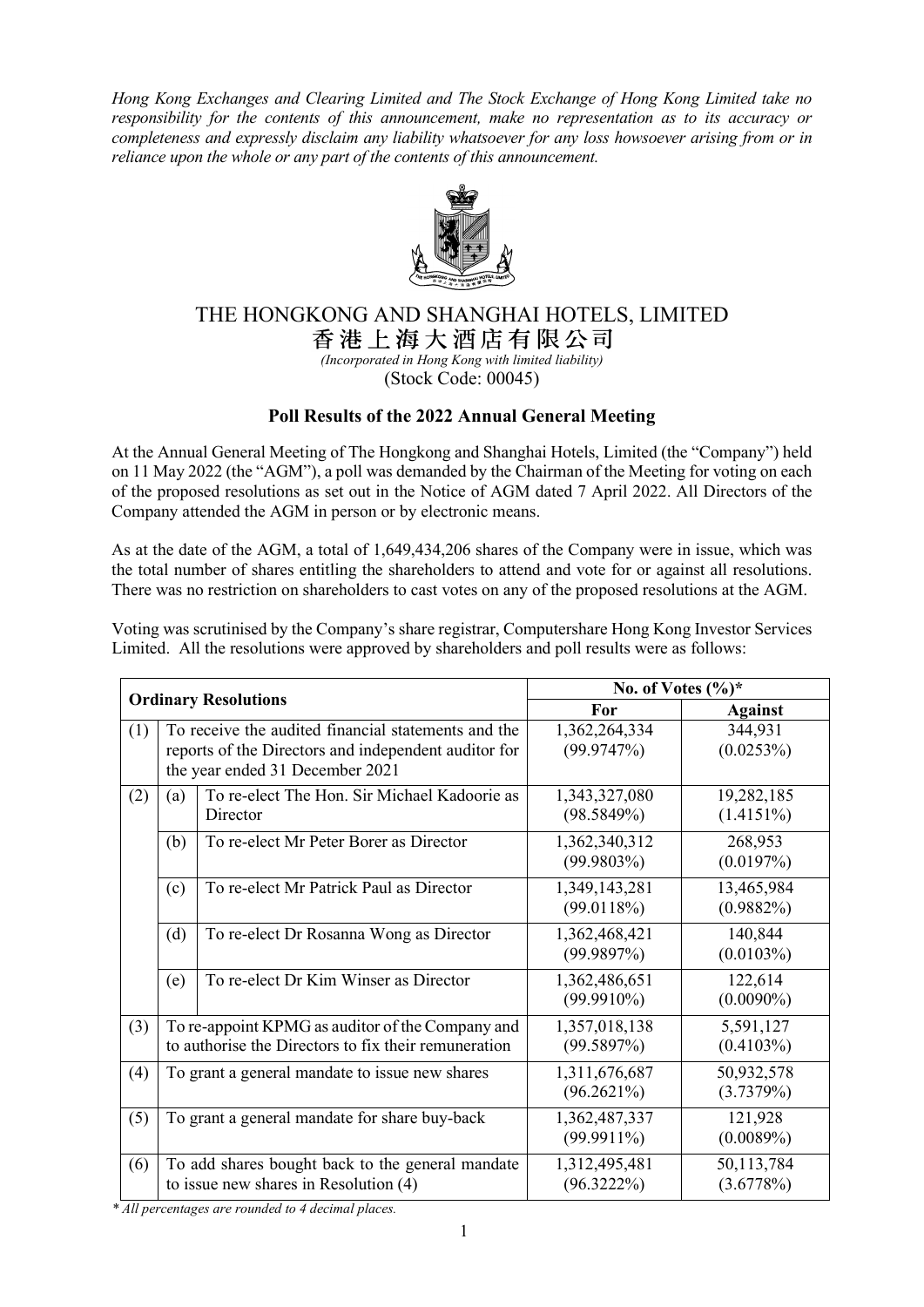*Hong Kong Exchanges and Clearing Limited and The Stock Exchange of Hong Kong Limited take no responsibility for the contents of this announcement, make no representation as to its accuracy or completeness and expressly disclaim any liability whatsoever for any loss howsoever arising from or in reliance upon the whole or any part of the contents of this announcement.*

# THE HONGKONG AND SHANGHAI HOTELS, LIMITED
# 香港上海大酒店有限公司

*(Incorporated in Hong Kong with limited liability)*

(Stock Code: 00045)

## Poll Results of the 2022 Annual General Meeting

At the Annual General Meeting of The Hongkong and Shanghai Hotels, Limited (the "Company") held on 11 May 2022 (the "AGM"), a poll was demanded by the Chairman of the Meeting for voting on each of the proposed resolutions as set out in the Notice of AGM dated 7 April 2022. All Directors of the Company attended the AGM in person or by electronic means.

As at the date of the AGM, a total of 1,649,434,206 shares of the Company were in issue, which was the total number of shares entitling the shareholders to attend and vote for or against all resolutions. There was no restriction on shareholders to cast votes on any of the proposed resolutions at the AGM.

Voting was scrutinised by the Company's share registrar, Computershare Hong Kong Investor Services Limited. All the resolutions were approved by shareholders and poll results were as follows:

| Ordinary Resolutions | | | No. of Votes (%)* | |
|---|---|---|---|---|
| | | | For | Against |
| (1) | To receive the audited financial statements and the reports of the Directors and independent auditor for the year ended 31 December 2021 | | 1,362,264,334 (99.9747%) | 344,931 (0.0253%) |
| (2) | (a) | To re-elect The Hon. Sir Michael Kadoorie as Director | 1,343,327,080 (98.5849%) | 19,282,185 (1.4151%) |
| | (b) | To re-elect Mr Peter Borer as Director | 1,362,340,312 (99.9803%) | 268,953 (0.0197%) |
| | (c) | To re-elect Mr Patrick Paul as Director | 1,349,143,281 (99.0118%) | 13,465,984 (0.9882%) |
| | (d) | To re-elect Dr Rosanna Wong as Director | 1,362,468,421 (99.9897%) | 140,844 (0.0103%) |
| | (e) | To re-elect Dr Kim Winser as Director | 1,362,486,651 (99.9910%) | 122,614 (0.0090%) |
| (3) | To re-appoint KPMG as auditor of the Company and to authorise the Directors to fix their remuneration | | 1,357,018,138 (99.5897%) | 5,591,127 (0.4103%) |
| (4) | To grant a general mandate to issue new shares | | 1,311,676,687 (96.2621%) | 50,932,578 (3.7379%) |
| (5) | To grant a general mandate for share buy-back | | 1,362,487,337 (99.9911%) | 121,928 (0.0089%) |
| (6) | To add shares bought back to the general mandate to issue new shares in Resolution (4) | | 1,312,495,481 (96.3222%) | 50,113,784 (3.6778%) |

*\* All percentages are rounded to 4 decimal places.*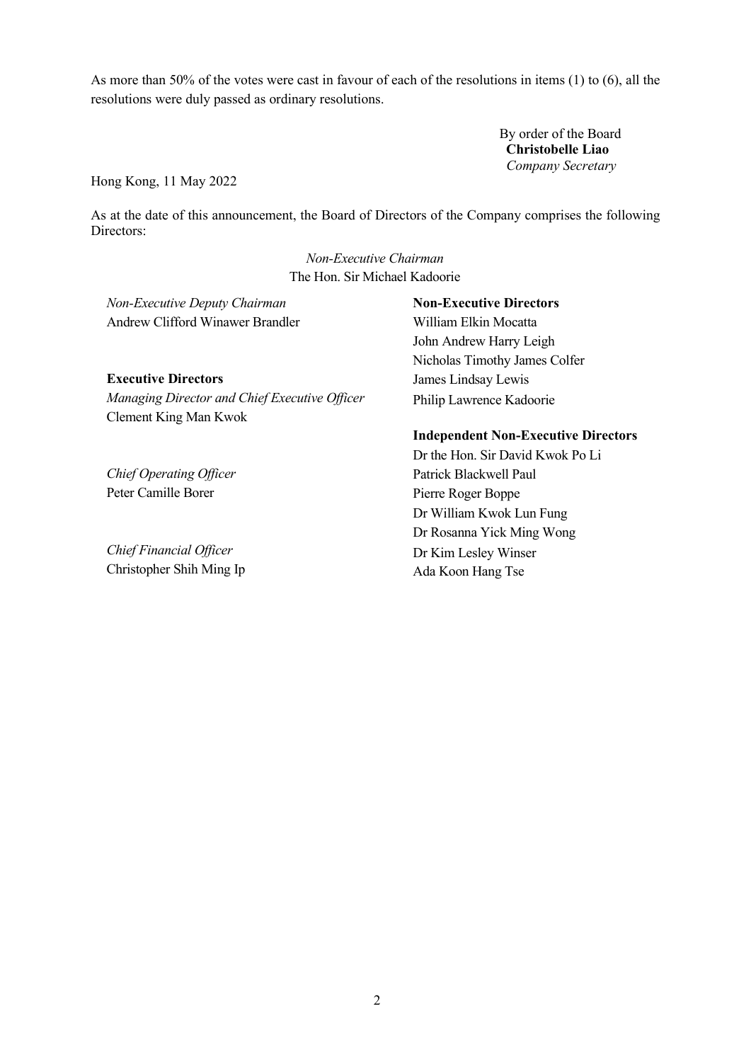As more than 50% of the votes were cast in favour of each of the resolutions in items (1) to (6), all the resolutions were duly passed as ordinary resolutions.

By order of the Board
**Christobelle Liao**
*Company Secretary*

Hong Kong, 11 May 2022

As at the date of this announcement, the Board of Directors of the Company comprises the following Directors:

*Non-Executive Chairman*
The Hon. Sir Michael Kadoorie

*Non-Executive Deputy Chairman*
Andrew Clifford Winawer Brandler

**Executive Directors**

*Managing Director and Chief Executive Officer*
Clement King Man Kwok

*Chief Operating Officer*
Peter Camille Borer

*Chief Financial Officer*
Christopher Shih Ming Ip

**Non-Executive Directors**

William Elkin Mocatta
John Andrew Harry Leigh
Nicholas Timothy James Colfer
James Lindsay Lewis
Philip Lawrence Kadoorie

**Independent Non-Executive Directors**

Dr the Hon. Sir David Kwok Po Li
Patrick Blackwell Paul
Pierre Roger Boppe
Dr William Kwok Lun Fung
Dr Rosanna Yick Ming Wong
Dr Kim Lesley Winser
Ada Koon Hang Tse